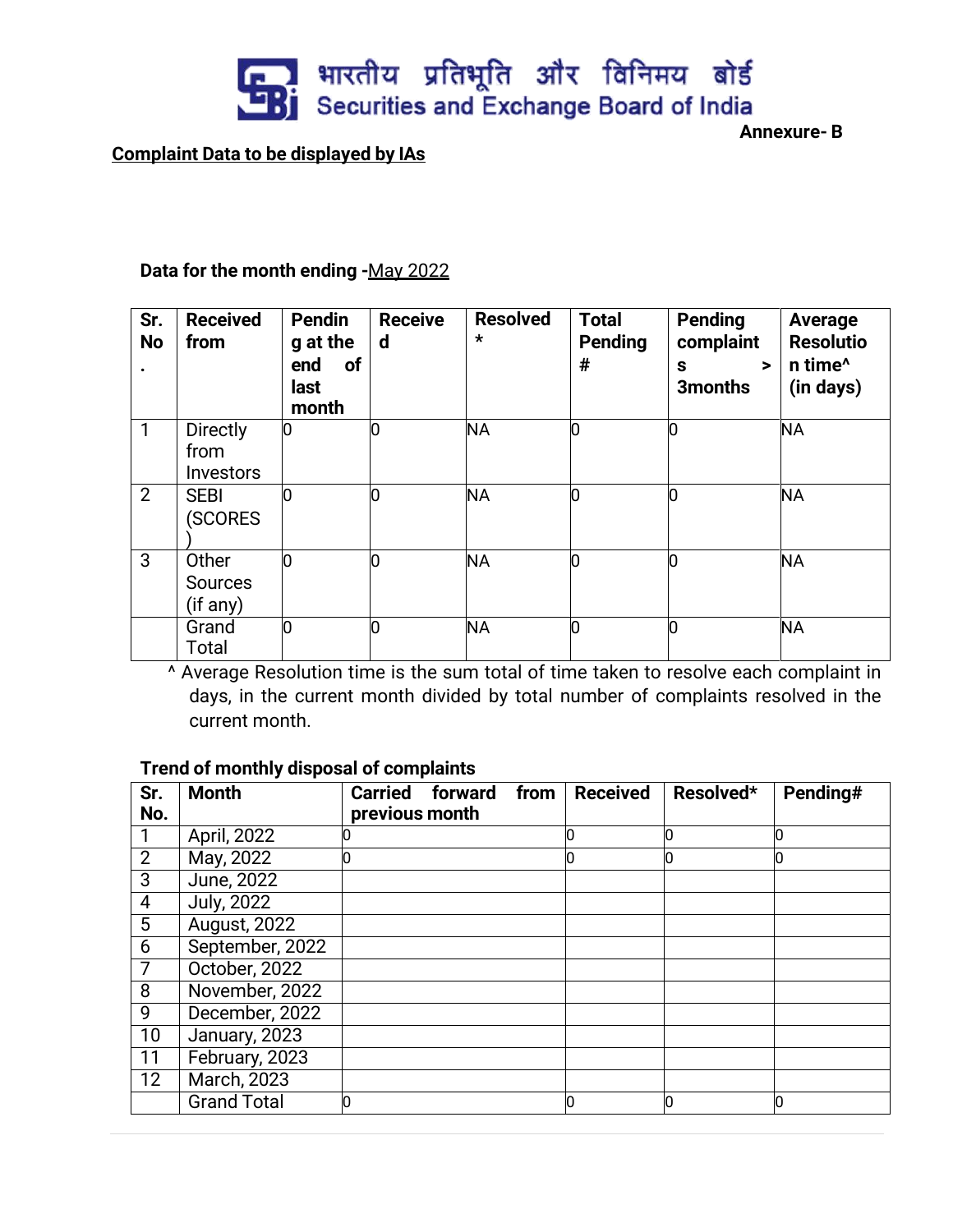भारतीय प्रतिभूति और विनिमय बोर्ड
Securities and Exchange Board of India

**Annexure- B**

**Complaint Data to be displayed by IAs**

**Data for the month ending -**May 2022

| Sr. No. | Received from | Pending at the end of last month | Received | Resolved * | Total Pending # | Pending complaints > 3months | Average Resolution time^ (in days) |
|---|---|---|---|---|---|---|---|
| 1 | Directly from Investors | 0 | 0 | NA | 0 | 0 | NA |
| 2 | SEBI (SCORES) | 0 | 0 | NA | 0 | 0 | NA |
| 3 | Other Sources (if any) | 0 | 0 | NA | 0 | 0 | NA |
| | Grand Total | 0 | 0 | NA | 0 | 0 | NA |

^ Average Resolution time is the sum total of time taken to resolve each complaint in days, in the current month divided by total number of complaints resolved in the current month.

**Trend of monthly disposal of complaints**

| Sr. No. | Month | Carried forward from previous month | Received | Resolved* | Pending# |
|---|---|---|---|---|---|
| 1 | April, 2022 | 0 | 0 | 0 | 0 |
| 2 | May, 2022 | 0 | 0 | 0 | 0 |
| 3 | June, 2022 | | | | |
| 4 | July, 2022 | | | | |
| 5 | August, 2022 | | | | |
| 6 | September, 2022 | | | | |
| 7 | October, 2022 | | | | |
| 8 | November, 2022 | | | | |
| 9 | December, 2022 | | | | |
| 10 | January, 2023 | | | | |
| 11 | February, 2023 | | | | |
| 12 | March, 2023 | | | | |
| | Grand Total | 0 | 0 | 0 | 0 |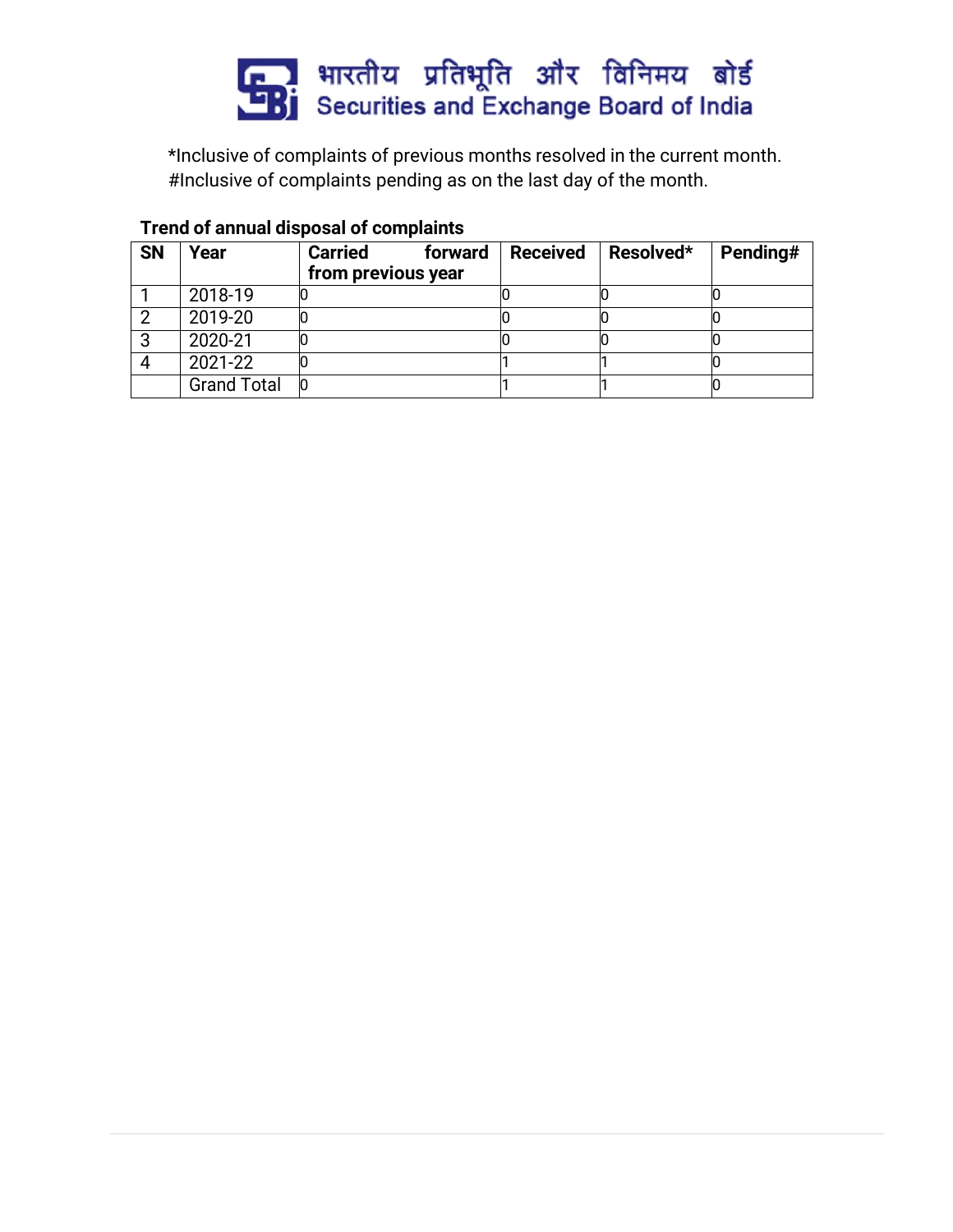*Inclusive of complaints of previous months resolved in the current month.
#Inclusive of complaints pending as on the last day of the month.

**Trend of annual disposal of complaints**

| SN | Year | Carried forward from previous year | Received | Resolved* | Pending# |
|---|---|---|---|---|---|
| 1 | 2018-19 | 0 | 0 | 0 | 0 |
| 2 | 2019-20 | 0 | 0 | 0 | 0 |
| 3 | 2020-21 | 0 | 0 | 0 | 0 |
| 4 | 2021-22 | 0 | 1 | 1 | 0 |
| | Grand Total | 0 | 1 | 1 | 0 |